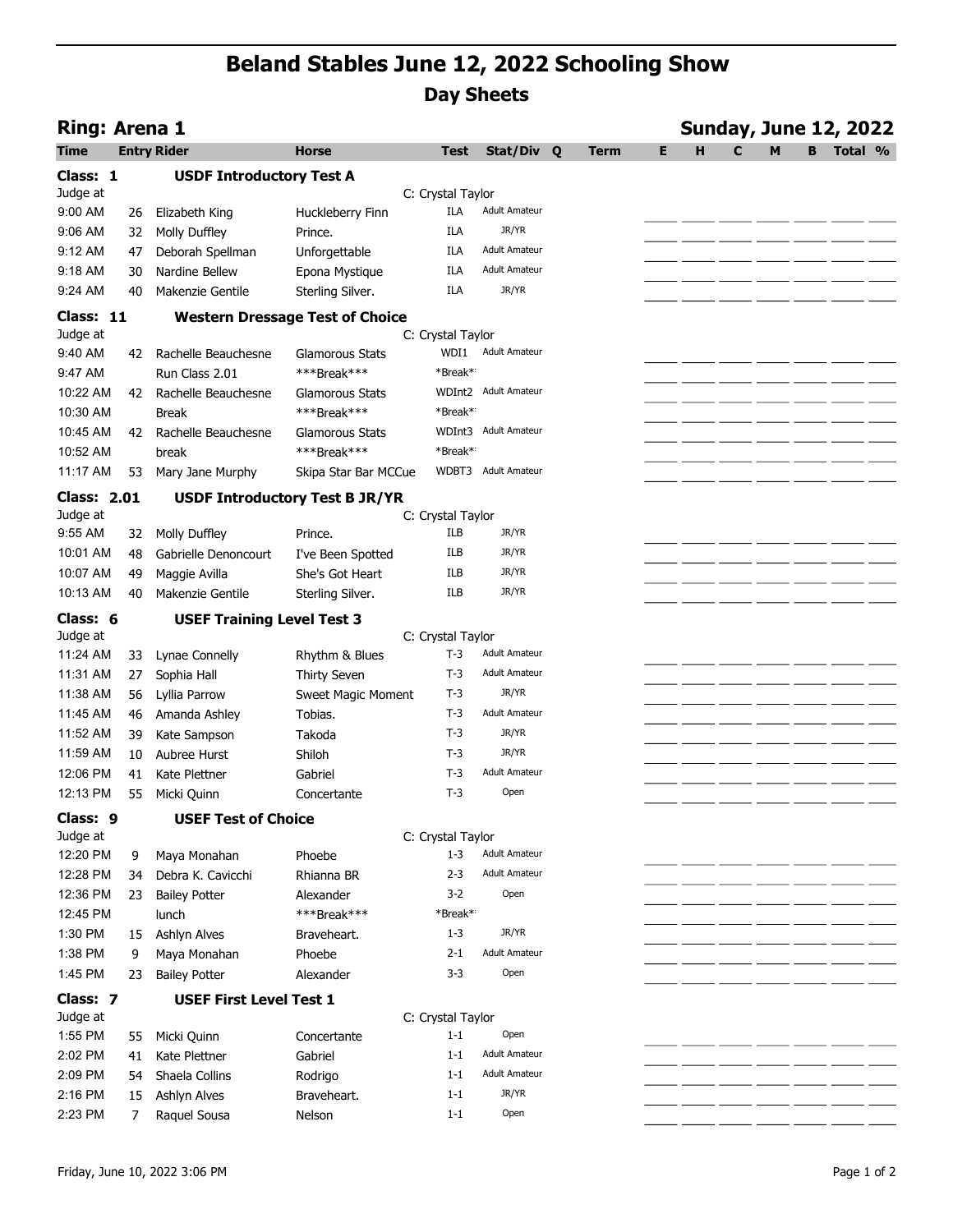# Beland Stables June 12, 2022 Schooling Show

## Day Sheets

**Ring: Arena 1** — **Sunday, June 12, 2022**

| Time | Entry | Rider | Horse | Test | Stat/Div | Q | Term | E | H | C | M | B | Total | % |
|---|---|---|---|---|---|---|---|---|---|---|---|---|---|---|
| **Class: 1** | | **USDF Introductory Test A** | | | | | | | | | | | | |
| Judge at | | | | C: Crystal Taylor | | | | | | | | | | |
| 9:00 AM | 26 | Elizabeth King | Huckleberry Finn | ILA | Adult Amateur | | | | | | | | | |
| 9:06 AM | 32 | Molly Duffley | Prince. | ILA | JR/YR | | | | | | | | | |
| 9:12 AM | 47 | Deborah Spellman | Unforgettable | ILA | Adult Amateur | | | | | | | | | |
| 9:18 AM | 30 | Nardine Bellew | Epona Mystique | ILA | Adult Amateur | | | | | | | | | |
| 9:24 AM | 40 | Makenzie Gentile | Sterling Silver. | ILA | JR/YR | | | | | | | | | |
| **Class: 11** | | **Western Dressage Test of Choice** | | | | | | | | | | | | |
| Judge at | | | | C: Crystal Taylor | | | | | | | | | | |
| 9:40 AM | 42 | Rachelle Beauchesne | Glamorous Stats | WDI1 | Adult Amateur | | | | | | | | | |
| 9:47 AM | | Run Class 2.01 | ***Break*** | *Break* | | | | | | | | | | |
| 10:22 AM | 42 | Rachelle Beauchesne | Glamorous Stats | WDInt2 | Adult Amateur | | | | | | | | | |
| 10:30 AM | | Break | ***Break*** | *Break* | | | | | | | | | | |
| 10:45 AM | 42 | Rachelle Beauchesne | Glamorous Stats | WDInt3 | Adult Amateur | | | | | | | | | |
| 10:52 AM | | break | ***Break*** | *Break* | | | | | | | | | | |
| 11:17 AM | 53 | Mary Jane Murphy | Skipa Star Bar MCCue | WDBT3 | Adult Amateur | | | | | | | | | |
| **Class: 2.01** | | **USDF Introductory Test B JR/YR** | | | | | | | | | | | | |
| Judge at | | | | C: Crystal Taylor | | | | | | | | | | |
| 9:55 AM | 32 | Molly Duffley | Prince. | ILB | JR/YR | | | | | | | | | |
| 10:01 AM | 48 | Gabrielle Denoncourt | I've Been Spotted | ILB | JR/YR | | | | | | | | | |
| 10:07 AM | 49 | Maggie Avilla | She's Got Heart | ILB | JR/YR | | | | | | | | | |
| 10:13 AM | 40 | Makenzie Gentile | Sterling Silver. | ILB | JR/YR | | | | | | | | | |
| **Class: 6** | | **USEF Training Level Test 3** | | | | | | | | | | | | |
| Judge at | | | | C: Crystal Taylor | | | | | | | | | | |
| 11:24 AM | 33 | Lynae Connelly | Rhythm & Blues | T-3 | Adult Amateur | | | | | | | | | |
| 11:31 AM | 27 | Sophia Hall | Thirty Seven | T-3 | Adult Amateur | | | | | | | | | |
| 11:38 AM | 56 | Lyllia Parrow | Sweet Magic Moment | T-3 | JR/YR | | | | | | | | | |
| 11:45 AM | 46 | Amanda Ashley | Tobias. | T-3 | Adult Amateur | | | | | | | | | |
| 11:52 AM | 39 | Kate Sampson | Takoda | T-3 | JR/YR | | | | | | | | | |
| 11:59 AM | 10 | Aubree Hurst | Shiloh | T-3 | JR/YR | | | | | | | | | |
| 12:06 PM | 41 | Kate Plettner | Gabriel | T-3 | Adult Amateur | | | | | | | | | |
| 12:13 PM | 55 | Micki Quinn | Concertante | T-3 | Open | | | | | | | | | |
| **Class: 9** | | **USEF Test of Choice** | | | | | | | | | | | | |
| Judge at | | | | C: Crystal Taylor | | | | | | | | | | |
| 12:20 PM | 9 | Maya Monahan | Phoebe | 1-3 | Adult Amateur | | | | | | | | | |
| 12:28 PM | 34 | Debra K. Cavicchi | Rhianna BR | 2-3 | Adult Amateur | | | | | | | | | |
| 12:36 PM | 23 | Bailey Potter | Alexander | 3-2 | Open | | | | | | | | | |
| 12:45 PM | | lunch | ***Break*** | *Break* | | | | | | | | | | |
| 1:30 PM | 15 | Ashlyn Alves | Braveheart. | 1-3 | JR/YR | | | | | | | | | |
| 1:38 PM | 9 | Maya Monahan | Phoebe | 2-1 | Adult Amateur | | | | | | | | | |
| 1:45 PM | 23 | Bailey Potter | Alexander | 3-3 | Open | | | | | | | | | |
| **Class: 7** | | **USEF First Level Test 1** | | | | | | | | | | | | |
| Judge at | | | | C: Crystal Taylor | | | | | | | | | | |
| 1:55 PM | 55 | Micki Quinn | Concertante | 1-1 | Open | | | | | | | | | |
| 2:02 PM | 41 | Kate Plettner | Gabriel | 1-1 | Adult Amateur | | | | | | | | | |
| 2:09 PM | 54 | Shaela Collins | Rodrigo | 1-1 | Adult Amateur | | | | | | | | | |
| 2:16 PM | 15 | Ashlyn Alves | Braveheart. | 1-1 | JR/YR | | | | | | | | | |
| 2:23 PM | 7 | Raquel Sousa | Nelson | 1-1 | Open | | | | | | | | | |

Friday, June 10, 2022 3:06 PM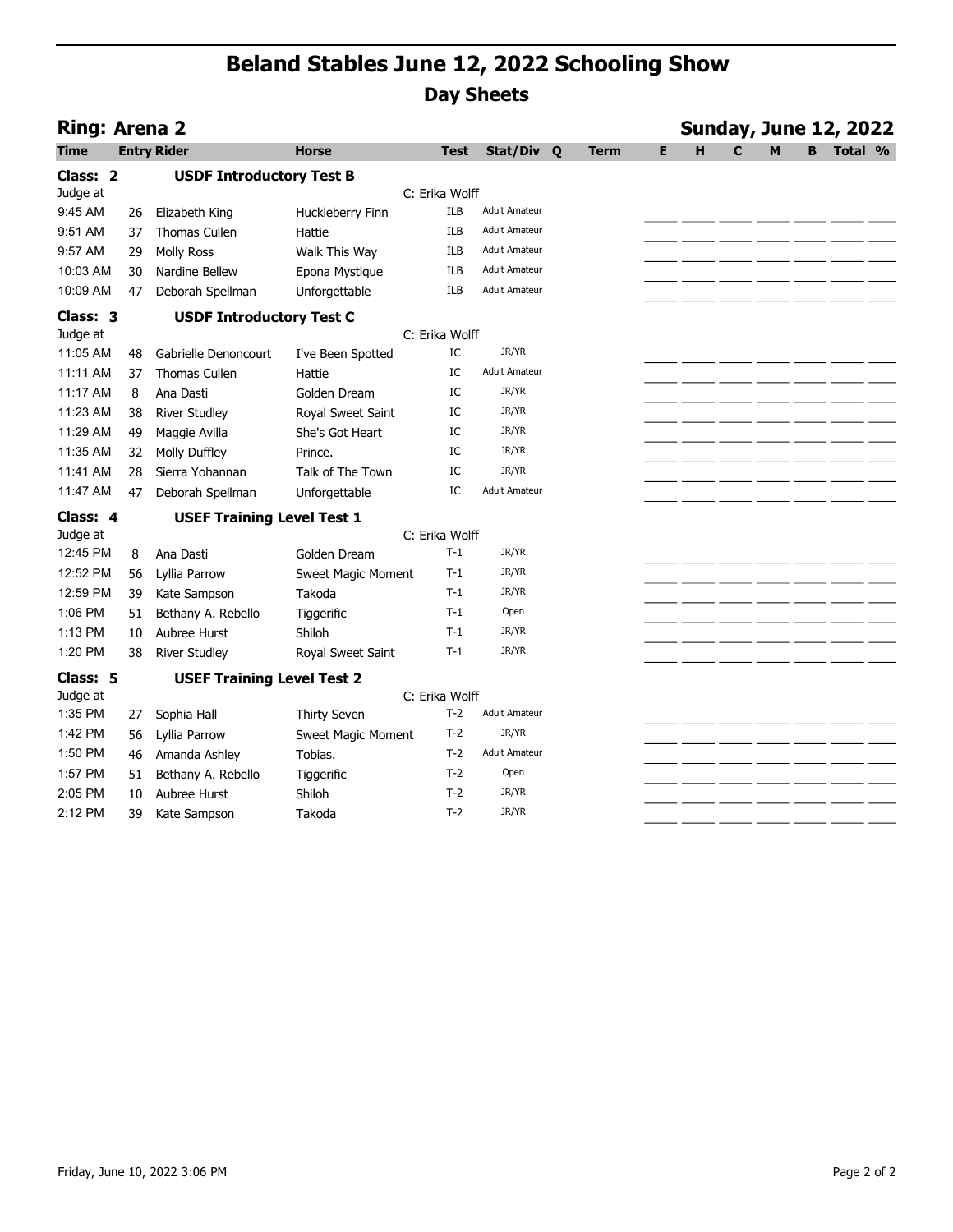# Beland Stables June 12, 2022 Schooling Show

## Day Sheets

**Ring: Arena 2** — **Sunday, June 12, 2022**

| Time | Entry | Rider | Horse | Test | Stat/Div | Q | Term | E | H | C | M | B | Total | % |
|---|---|---|---|---|---|---|---|---|---|---|---|---|---|---|
| **Class: 2** | | **USDF Introductory Test B** | | | | | | | | | | | | |
| Judge at | | | | C: Erika Wolff | | | | | | | | | | |
| 9:45 AM | 26 | Elizabeth King | Huckleberry Finn | ILB | Adult Amateur | | | | | | | | | |
| 9:51 AM | 37 | Thomas Cullen | Hattie | ILB | Adult Amateur | | | | | | | | | |
| 9:57 AM | 29 | Molly Ross | Walk This Way | ILB | Adult Amateur | | | | | | | | | |
| 10:03 AM | 30 | Nardine Bellew | Epona Mystique | ILB | Adult Amateur | | | | | | | | | |
| 10:09 AM | 47 | Deborah Spellman | Unforgettable | ILB | Adult Amateur | | | | | | | | | |
| **Class: 3** | | **USDF Introductory Test C** | | | | | | | | | | | | |
| Judge at | | | | C: Erika Wolff | | | | | | | | | | |
| 11:05 AM | 48 | Gabrielle Denoncourt | I've Been Spotted | IC | JR/YR | | | | | | | | | |
| 11:11 AM | 37 | Thomas Cullen | Hattie | IC | Adult Amateur | | | | | | | | | |
| 11:17 AM | 8 | Ana Dasti | Golden Dream | IC | JR/YR | | | | | | | | | |
| 11:23 AM | 38 | River Studley | Royal Sweet Saint | IC | JR/YR | | | | | | | | | |
| 11:29 AM | 49 | Maggie Avilla | She's Got Heart | IC | JR/YR | | | | | | | | | |
| 11:35 AM | 32 | Molly Duffley | Prince. | IC | JR/YR | | | | | | | | | |
| 11:41 AM | 28 | Sierra Yohannan | Talk of The Town | IC | JR/YR | | | | | | | | | |
| 11:47 AM | 47 | Deborah Spellman | Unforgettable | IC | Adult Amateur | | | | | | | | | |
| **Class: 4** | | **USEF Training Level Test 1** | | | | | | | | | | | | |
| Judge at | | | | C: Erika Wolff | | | | | | | | | | |
| 12:45 PM | 8 | Ana Dasti | Golden Dream | T-1 | JR/YR | | | | | | | | | |
| 12:52 PM | 56 | Lyllia Parrow | Sweet Magic Moment | T-1 | JR/YR | | | | | | | | | |
| 12:59 PM | 39 | Kate Sampson | Takoda | T-1 | JR/YR | | | | | | | | | |
| 1:06 PM | 51 | Bethany A. Rebello | Tiggerific | T-1 | Open | | | | | | | | | |
| 1:13 PM | 10 | Aubree Hurst | Shiloh | T-1 | JR/YR | | | | | | | | | |
| 1:20 PM | 38 | River Studley | Royal Sweet Saint | T-1 | JR/YR | | | | | | | | | |
| **Class: 5** | | **USEF Training Level Test 2** | | | | | | | | | | | | |
| Judge at | | | | C: Erika Wolff | | | | | | | | | | |
| 1:35 PM | 27 | Sophia Hall | Thirty Seven | T-2 | Adult Amateur | | | | | | | | | |
| 1:42 PM | 56 | Lyllia Parrow | Sweet Magic Moment | T-2 | JR/YR | | | | | | | | | |
| 1:50 PM | 46 | Amanda Ashley | Tobias. | T-2 | Adult Amateur | | | | | | | | | |
| 1:57 PM | 51 | Bethany A. Rebello | Tiggerific | T-2 | Open | | | | | | | | | |
| 2:05 PM | 10 | Aubree Hurst | Shiloh | T-2 | JR/YR | | | | | | | | | |
| 2:12 PM | 39 | Kate Sampson | Takoda | T-2 | JR/YR | | | | | | | | | |

Friday, June 10, 2022 3:06 PM